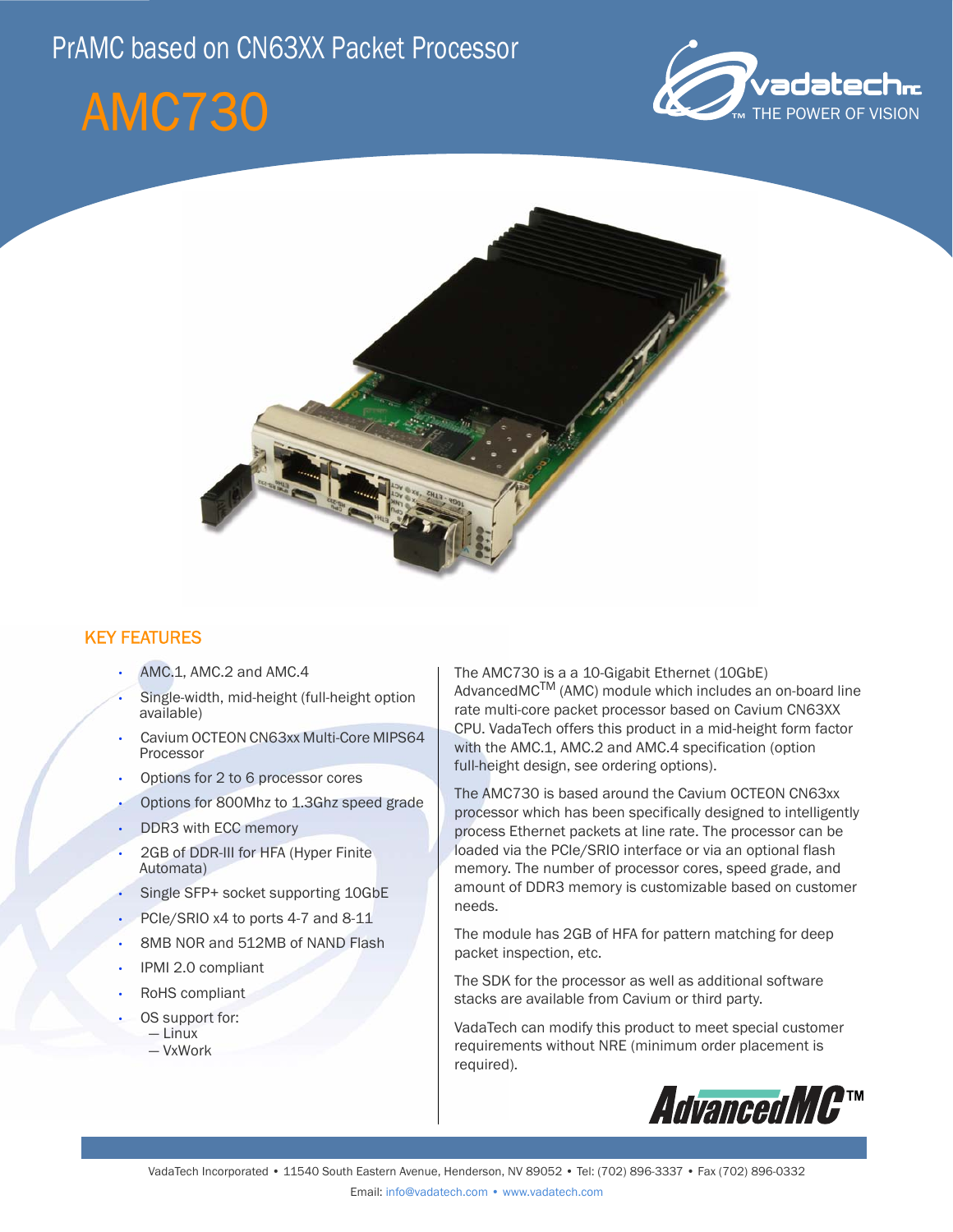# PrAMC based on CN63XX Packet Processor

# AMC730

vadatech™ THE POWER OF VISION

## KEY FEATURES

- AMC.1, AMC.2 and AMC.4
- Single-width, mid-height (full-height option available)
- Cavium OCTEON CN63xx Multi-Core MIPS64 Processor
- Options for 2 to 6 processor cores
- Options for 800Mhz to 1.3Ghz speed grade
- DDR3 with ECC memory
- 2GB of DDR-III for HFA (Hyper Finite Automata)
- Single SFP+ socket supporting 10GbE
- PCIe/SRIO x4 to ports 4-7 and 8-11
- 8MB NOR and 512MB of NAND Flash
- IPMI 2.0 compliant
- RoHS compliant
- OS support for:
  - Linux
  - VxWork

The AMC730 is a a 10-Gigabit Ethernet (10GbE) AdvancedMC™ (AMC) module which includes an on-board line rate multi-core packet processor based on Cavium CN63XX CPU. VadaTech offers this product in a mid-height form factor with the AMC.1, AMC.2 and AMC.4 specification (option full-height design, see ordering options).

The AMC730 is based around the Cavium OCTEON CN63xx processor which has been specifically designed to intelligently process Ethernet packets at line rate. The processor can be loaded via the PCIe/SRIO interface or via an optional flash memory. The number of processor cores, speed grade, and amount of DDR3 memory is customizable based on customer needs.

The module has 2GB of HFA for pattern matching for deep packet inspection, etc.

The SDK for the processor as well as additional software stacks are available from Cavium or third party.

VadaTech can modify this product to meet special customer requirements without NRE (minimum order placement is required).

AdvancedMC™

VadaTech Incorporated • 11540 South Eastern Avenue, Henderson, NV 89052 • Tel: (702) 896-3337 • Fax (702) 896-0332

Email: info@vadatech.com • www.vadatech.com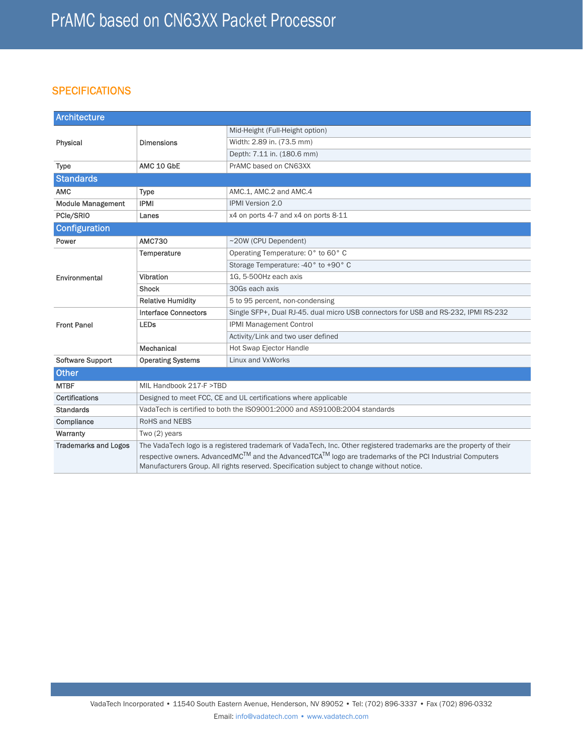## SPECIFICATIONS

| Architecture | | |
|---|---|---|
| Physical | Dimensions | Mid-Height (Full-Height option) |
| | | Width: 2.89 in. (73.5 mm) |
| | | Depth: 7.11 in. (180.6 mm) |
| Type | AMC 10 GbE | PrAMC based on CN63XX |
| **Standards** | | |
| AMC | Type | AMC.1, AMC.2 and AMC.4 |
| Module Management | IPMI | IPMI Version 2.0 |
| PCIe/SRIO | Lanes | x4 on ports 4-7 and x4 on ports 8-11 |
| **Configuration** | | |
| Power | AMC730 | ~20W (CPU Dependent) |
| Environmental | Temperature | Operating Temperature: 0° to 60° C |
| | | Storage Temperature: -40° to +90° C |
| | Vibration | 1G, 5-500Hz each axis |
| | Shock | 30Gs each axis |
| | Relative Humidity | 5 to 95 percent, non-condensing |
| Front Panel | Interface Connectors | Single SFP+, Dual RJ-45. dual micro USB connectors for USB and RS-232, IPMI RS-232 |
| | LEDs | IPMI Management Control |
| | | Activity/Link and two user defined |
| | Mechanical | Hot Swap Ejector Handle |
| Software Support | Operating Systems | Linux and VxWorks |

| Other | |
|---|---|
| MTBF | MIL Handbook 217-F >TBD |
| Certifications | Designed to meet FCC, CE and UL certifications where applicable |
| Standards | VadaTech is certified to both the ISO9001:2000 and AS9100B:2004 standards |
| Compliance | RoHS and NEBS |
| Warranty | Two (2) years |
| Trademarks and Logos | The VadaTech logo is a registered trademark of VadaTech, Inc. Other registered trademarks are the property of their respective owners. AdvancedMC$^{TM}$ and the AdvancedTCA$^{TM}$ logo are trademarks of the PCI Industrial Computers Manufacturers Group. All rights reserved. Specification subject to change without notice. |

VadaTech Incorporated • 11540 South Eastern Avenue, Henderson, NV 89052 • Tel: (702) 896-3337 • Fax (702) 896-0332
Email: info@vadatech.com • www.vadatech.com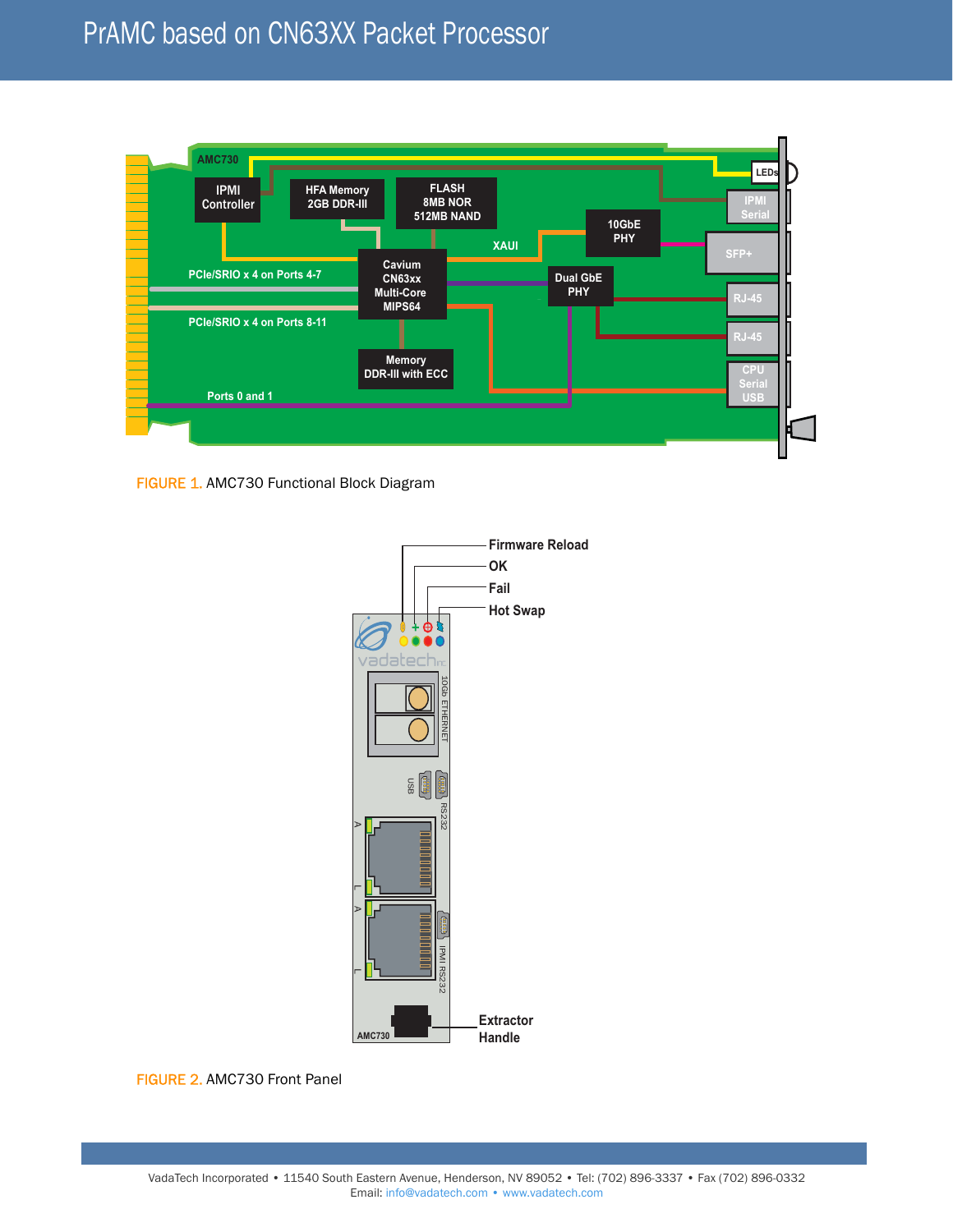# PrAMC based on CN63XX Packet Processor

FIGURE 1. AMC730 Functional Block Diagram

FIGURE 2. AMC730 Front Panel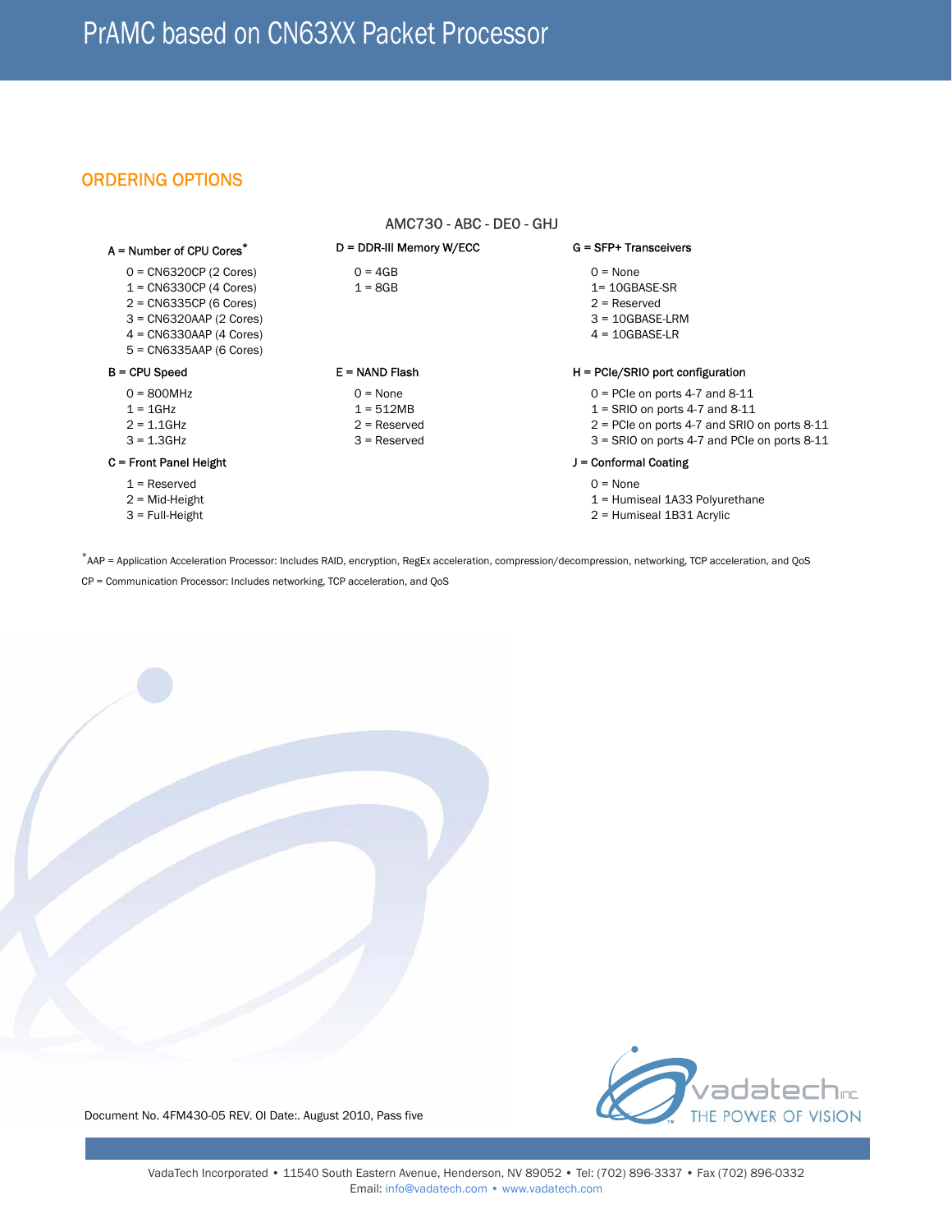## ORDERING OPTIONS

AMC730 - ABC - DE0 - GHJ

**A = Number of CPU Cores***

- 0 = CN6320CP (2 Cores)
- 1 = CN6330CP (4 Cores)
- 2 = CN6335CP (6 Cores)
- 3 = CN6320AAP (2 Cores)
- 4 = CN6330AAP (4 Cores)
- 5 = CN6335AAP (6 Cores)

**B = CPU Speed**

- 0 = 800MHz
- 1 = 1GHz
- 2 = 1.1GHz
- 3 = 1.3GHz

**C = Front Panel Height**

- 1 = Reserved
- 2 = Mid-Height
- 3 = Full-Height

**D = DDR-III Memory W/ECC**

- 0 = 4GB
- 1 = 8GB

**E = NAND Flash**

- 0 = None
- 1 = 512MB
- 2 = Reserved
- 3 = Reserved

**G = SFP+ Transceivers**

- 0 = None
- 1= 10GBASE-SR
- 2 = Reserved
- 3 = 10GBASE-LRM
- 4 = 10GBASE-LR

**H = PCIe/SRIO port configuration**

- 0 = PCIe on ports 4-7 and 8-11
- 1 = SRIO on ports 4-7 and 8-11
- 2 = PCIe on ports 4-7 and SRIO on ports 8-11
- 3 = SRIO on ports 4-7 and PCIe on ports 8-11

**J = Conformal Coating**

- 0 = None
- 1 = Humiseal 1A33 Polyurethane
- 2 = Humiseal 1B31 Acrylic

*AAP = Application Acceleration Processor: Includes RAID, encryption, RegEx acceleration, compression/decompression, networking, TCP acceleration, and QoS

CP = Communication Processor: Includes networking, TCP acceleration, and QoS

Document No. 4FM430-05 REV. OI Date:. August 2010, Pass five

vadatech inc THE POWER OF VISION

VadaTech Incorporated • 11540 South Eastern Avenue, Henderson, NV 89052 • Tel: (702) 896-3337 • Fax (702) 896-0332
Email: info@vadatech.com • www.vadatech.com